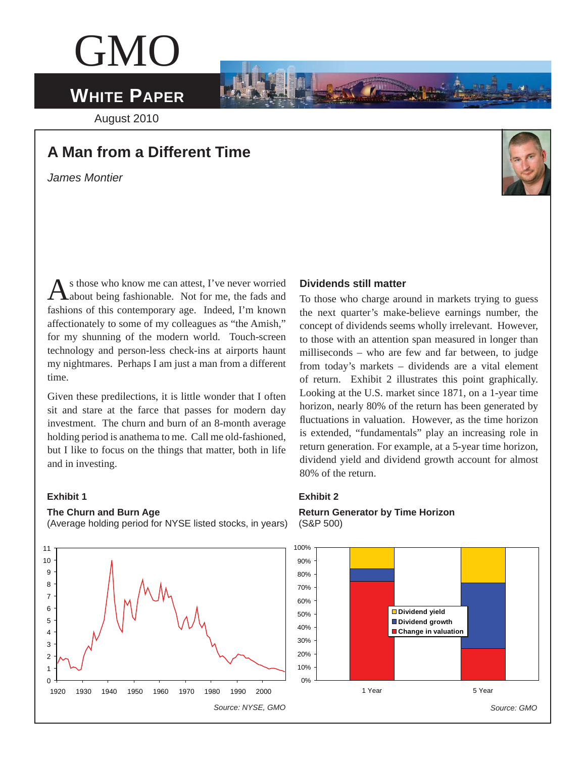# GMO

## WHITE PAPER

August 2010

## A Man from a Different Time

*James Montier*

As those who know me can attest, I've never worried about being fashionable. Not for me, the fads and fashions of this contemporary age. Indeed, I'm known affectionately to some of my colleagues as "the Amish," for my shunning of the modern world. Touch-screen technology and person-less check-ins at airports haunt my nightmares. Perhaps I am just a man from a different time.

Given these predilections, it is little wonder that I often sit and stare at the farce that passes for modern day investment. The churn and burn of an 8-month average holding period is anathema to me. Call me old-fashioned, but I like to focus on the things that matter, both in life and in investing.

### Dividends still matter

To those who charge around in markets trying to guess the next quarter's make-believe earnings number, the concept of dividends seems wholly irrelevant. However, to those with an attention span measured in longer than milliseconds – who are few and far between, to judge from today's markets – dividends are a vital element of return. Exhibit 2 illustrates this point graphically. Looking at the U.S. market since 1871, on a 1-year time horizon, nearly 80% of the return has been generated by fluctuations in valuation. However, as the time horizon is extended, "fundamentals" play an increasing role in return generation. For example, at a 5-year time horizon, dividend yield and dividend growth account for almost 80% of the return.

**Exhibit 1**

**The Churn and Burn Age**
(Average holding period for NYSE listed stocks, in years)

*Source: NYSE, GMO*

**Exhibit 2**

**Return Generator by Time Horizon**
(S&P 500)

*Source: GMO*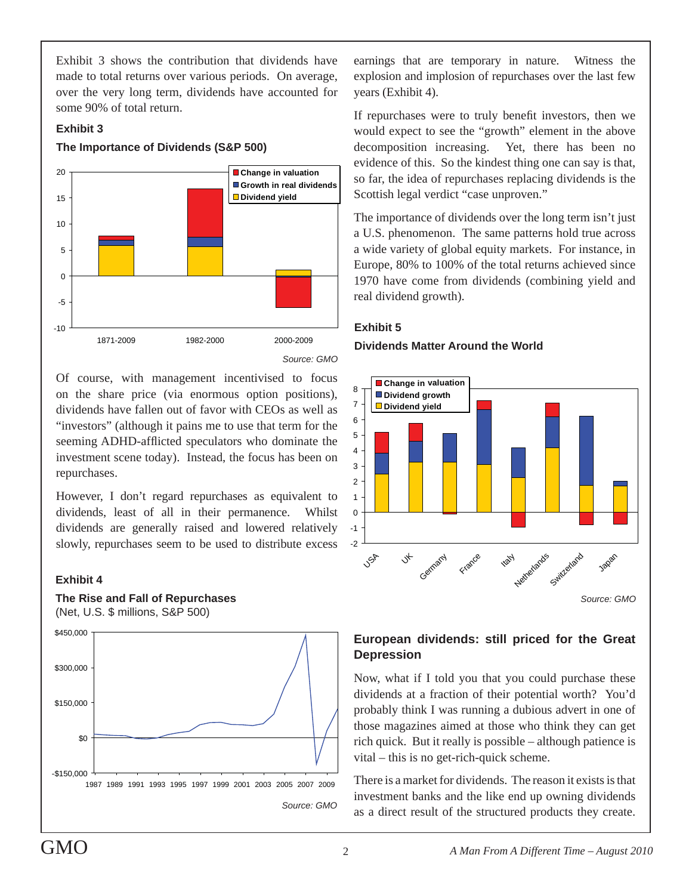Exhibit 3 shows the contribution that dividends have made to total returns over various periods. On average, over the very long term, dividends have accounted for some 90% of total return.

**Exhibit 3**

**The Importance of Dividends (S&P 500)**

Source: GMO

Of course, with management incentivised to focus on the share price (via enormous option positions), dividends have fallen out of favor with CEOs as well as "investors" (although it pains me to use that term for the seeming ADHD-afflicted speculators who dominate the investment scene today). Instead, the focus has been on repurchases.

However, I don't regard repurchases as equivalent to dividends, least of all in their permanence. Whilst dividends are generally raised and lowered relatively slowly, repurchases seem to be used to distribute excess earnings that are temporary in nature. Witness the explosion and implosion of repurchases over the last few years (Exhibit 4).

**Exhibit 4**

**The Rise and Fall of Repurchases**
(Net, U.S. $ millions, S&P 500)

Source: GMO

If repurchases were to truly benefit investors, then we would expect to see the "growth" element in the above decomposition increasing. Yet, there has been no evidence of this. So the kindest thing one can say is that, so far, the idea of repurchases replacing dividends is the Scottish legal verdict "case unproven."

The importance of dividends over the long term isn't just a U.S. phenomenon. The same patterns hold true across a wide variety of global equity markets. For instance, in Europe, 80% to 100% of the total returns achieved since 1970 have come from dividends (combining yield and real dividend growth).

**Exhibit 5**

**Dividends Matter Around the World**

Source: GMO

## European dividends: still priced for the Great Depression

Now, what if I told you that you could purchase these dividends at a fraction of their potential worth? You'd probably think I was running a dubious advert in one of those magazines aimed at those who think they can get rich quick. But it really is possible – although patience is vital – this is no get-rich-quick scheme.

There is a market for dividends. The reason it exists is that investment banks and the like end up owning dividends as a direct result of the structured products they create.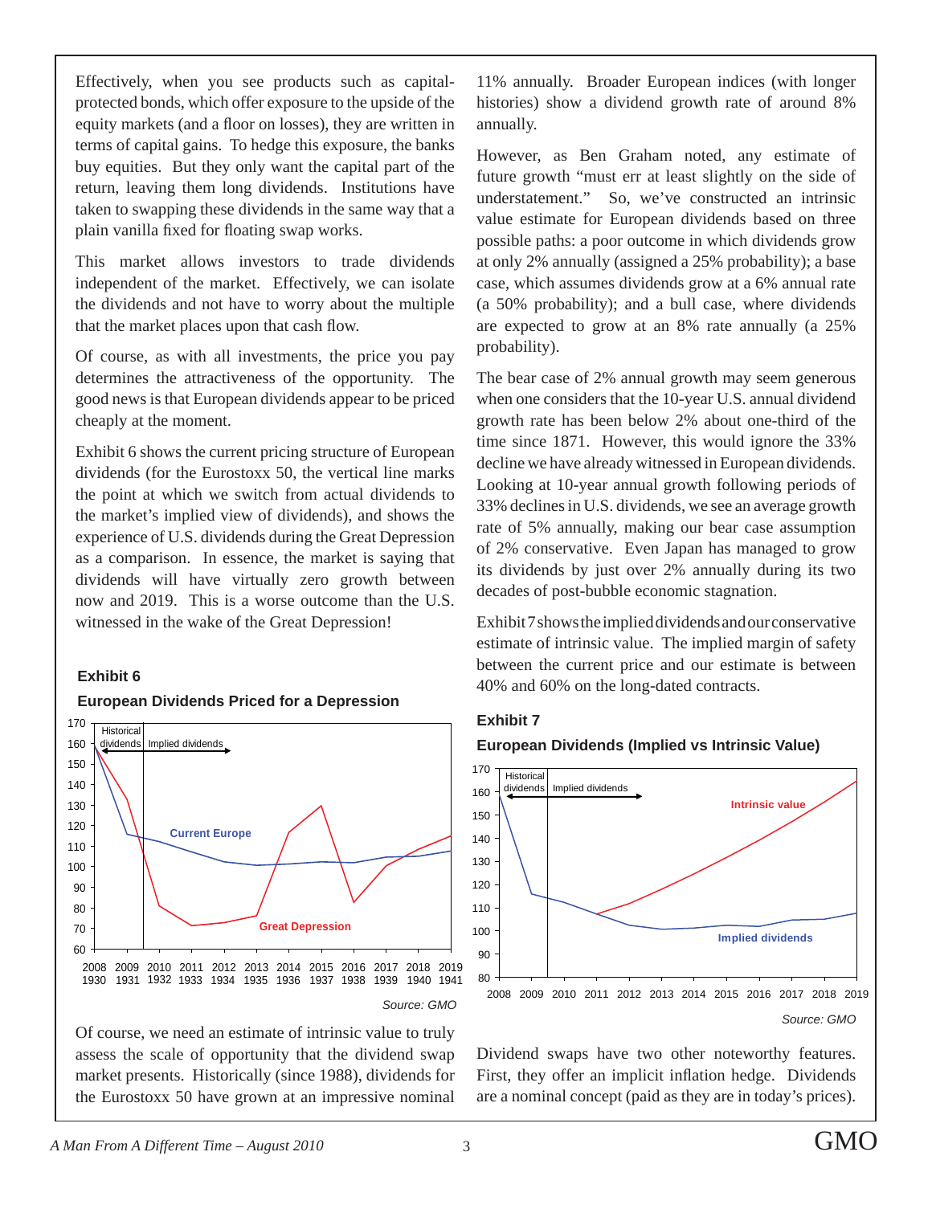Effectively, when you see products such as capital-protected bonds, which offer exposure to the upside of the equity markets (and a floor on losses), they are written in terms of capital gains. To hedge this exposure, the banks buy equities. But they only want the capital part of the return, leaving them long dividends. Institutions have taken to swapping these dividends in the same way that a plain vanilla fixed for floating swap works.

This market allows investors to trade dividends independent of the market. Effectively, we can isolate the dividends and not have to worry about the multiple that the market places upon that cash flow.

Of course, as with all investments, the price you pay determines the attractiveness of the opportunity. The good news is that European dividends appear to be priced cheaply at the moment.

Exhibit 6 shows the current pricing structure of European dividends (for the Eurostoxx 50, the vertical line marks the point at which we switch from actual dividends to the market's implied view of dividends), and shows the experience of U.S. dividends during the Great Depression as a comparison. In essence, the market is saying that dividends will have virtually zero growth between now and 2019. This is a worse outcome than the U.S. witnessed in the wake of the Great Depression!

**Exhibit 6**

**European Dividends Priced for a Depression**

Source: GMO

Of course, we need an estimate of intrinsic value to truly assess the scale of opportunity that the dividend swap market presents. Historically (since 1988), dividends for the Eurostoxx 50 have grown at an impressive nominal 11% annually. Broader European indices (with longer histories) show a dividend growth rate of around 8% annually.

However, as Ben Graham noted, any estimate of future growth "must err at least slightly on the side of understatement." So, we've constructed an intrinsic value estimate for European dividends based on three possible paths: a poor outcome in which dividends grow at only 2% annually (assigned a 25% probability); a base case, which assumes dividends grow at a 6% annual rate (a 50% probability); and a bull case, where dividends are expected to grow at an 8% rate annually (a 25% probability).

The bear case of 2% annual growth may seem generous when one considers that the 10-year U.S. annual dividend growth rate has been below 2% about one-third of the time since 1871. However, this would ignore the 33% decline we have already witnessed in European dividends. Looking at 10-year annual growth following periods of 33% declines in U.S. dividends, we see an average growth rate of 5% annually, making our bear case assumption of 2% conservative. Even Japan has managed to grow its dividends by just over 2% annually during its two decades of post-bubble economic stagnation.

Exhibit 7 shows the implied dividends and our conservative estimate of intrinsic value. The implied margin of safety between the current price and our estimate is between 40% and 60% on the long-dated contracts.

**Exhibit 7**

**European Dividends (Implied vs Intrinsic Value)**

Source: GMO

Dividend swaps have two other noteworthy features. First, they offer an implicit inflation hedge. Dividends are a nominal concept (paid as they are in today's prices).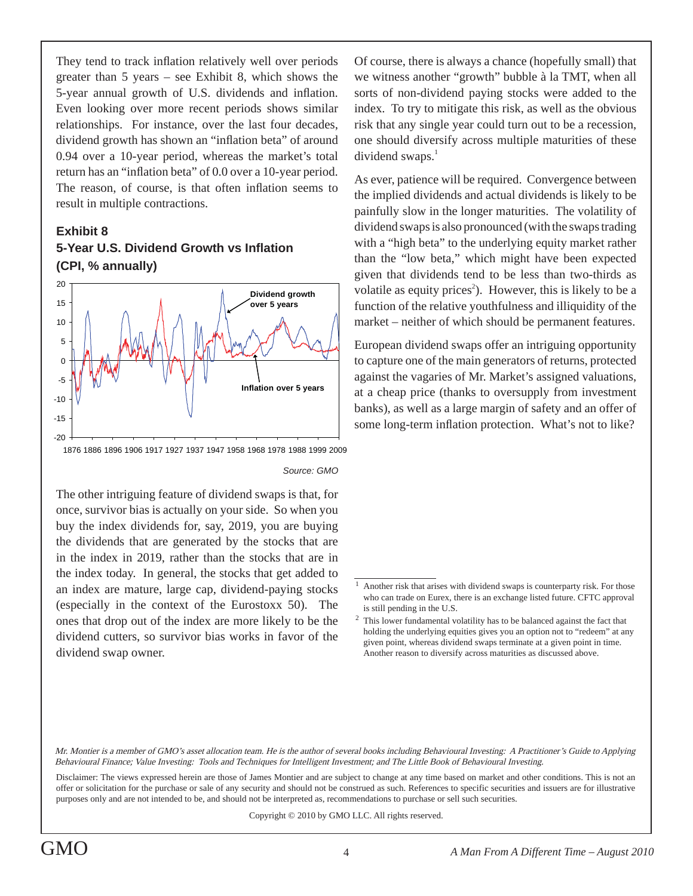They tend to track inflation relatively well over periods greater than 5 years – see Exhibit 8, which shows the 5-year annual growth of U.S. dividends and inflation. Even looking over more recent periods shows similar relationships. For instance, over the last four decades, dividend growth has shown an "inflation beta" of around 0.94 over a 10-year period, whereas the market's total return has an "inflation beta" of 0.0 over a 10-year period. The reason, of course, is that often inflation seems to result in multiple contractions.

**Exhibit 8**
**5-Year U.S. Dividend Growth vs Inflation (CPI, % annually)**

20
15
10
5
0
-5
-10
-15
-20

1876 1886 1896 1906 1917 1927 1937 1947 1958 1968 1978 1988 1999 2009

Dividend growth over 5 years

Inflation over 5 years

*Source: GMO*

The other intriguing feature of dividend swaps is that, for once, survivor bias is actually on your side. So when you buy the index dividends for, say, 2019, you are buying the dividends that are generated by the stocks that are in the index in 2019, rather than the stocks that are in the index today. In general, the stocks that get added to an index are mature, large cap, dividend-paying stocks (especially in the context of the Eurostoxx 50). The ones that drop out of the index are more likely to be the dividend cutters, so survivor bias works in favor of the dividend swap owner.

Of course, there is always a chance (hopefully small) that we witness another "growth" bubble à la TMT, when all sorts of non-dividend paying stocks were added to the index. To try to mitigate this risk, as well as the obvious risk that any single year could turn out to be a recession, one should diversify across multiple maturities of these dividend swaps.[1]

As ever, patience will be required. Convergence between the implied dividends and actual dividends is likely to be painfully slow in the longer maturities. The volatility of dividend swaps is also pronounced (with the swaps trading with a "high beta" to the underlying equity market rather than the "low beta," which might have been expected given that dividends tend to be less than two-thirds as volatile as equity prices[2]). However, this is likely to be a function of the relative youthfulness and illiquidity of the market – neither of which should be permanent features.

European dividend swaps offer an intriguing opportunity to capture one of the main generators of returns, protected against the vagaries of Mr. Market's assigned valuations, at a cheap price (thanks to oversupply from investment banks), as well as a large margin of safety and an offer of some long-term inflation protection. What's not to like?

[1] Another risk that arises with dividend swaps is counterparty risk. For those who can trade on Eurex, there is an exchange listed future. CFTC approval is still pending in the U.S.

[2] This lower fundamental volatility has to be balanced against the fact that holding the underlying equities gives you an option not to "redeem" at any given point, whereas dividend swaps terminate at a given point in time. Another reason to diversify across maturities as discussed above.

*Mr. Montier is a member of GMO's asset allocation team. He is the author of several books including Behavioural Investing: A Practitioner's Guide to Applying Behavioural Finance; Value Investing: Tools and Techniques for Intelligent Investment; and The Little Book of Behavioural Investing.*

Disclaimer: The views expressed herein are those of James Montier and are subject to change at any time based on market and other conditions. This is not an offer or solicitation for the purchase or sale of any security and should not be construed as such. References to specific securities and issuers are for illustrative purposes only and are not intended to be, and should not be interpreted as, recommendations to purchase or sell such securities.

Copyright © 2010 by GMO LLC. All rights reserved.